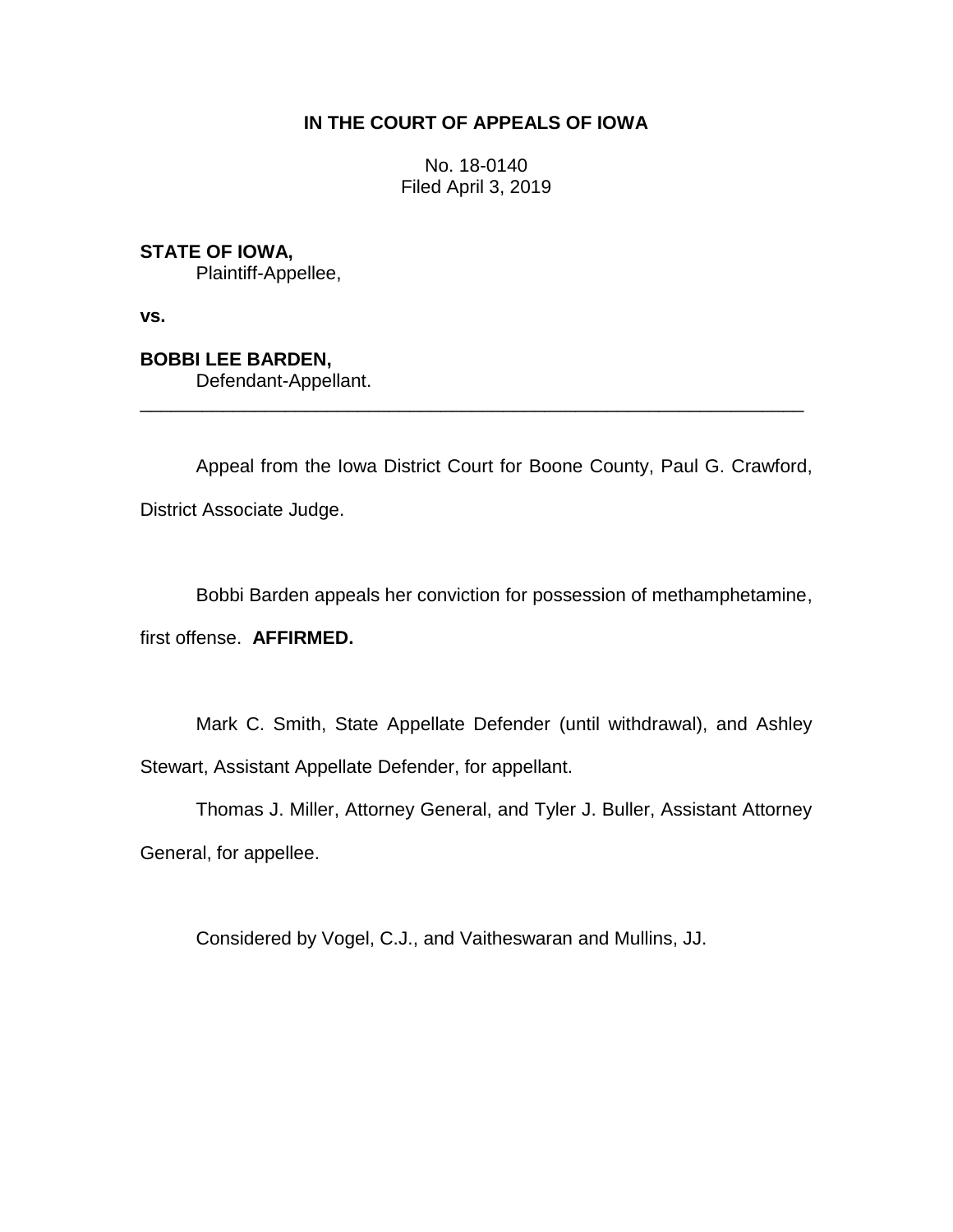**IN THE COURT OF APPEALS OF IOWA**

No. 18-0140
Filed April 3, 2019

**STATE OF IOWA,**
Plaintiff-Appellee,

**vs.**

**BOBBI LEE BARDEN,**
Defendant-Appellant.

---

Appeal from the Iowa District Court for Boone County, Paul G. Crawford, District Associate Judge.

Bobbi Barden appeals her conviction for possession of methamphetamine, first offense. **AFFIRMED.**

Mark C. Smith, State Appellate Defender (until withdrawal), and Ashley Stewart, Assistant Appellate Defender, for appellant.

Thomas J. Miller, Attorney General, and Tyler J. Buller, Assistant Attorney General, for appellee.

Considered by Vogel, C.J., and Vaitheswaran and Mullins, JJ.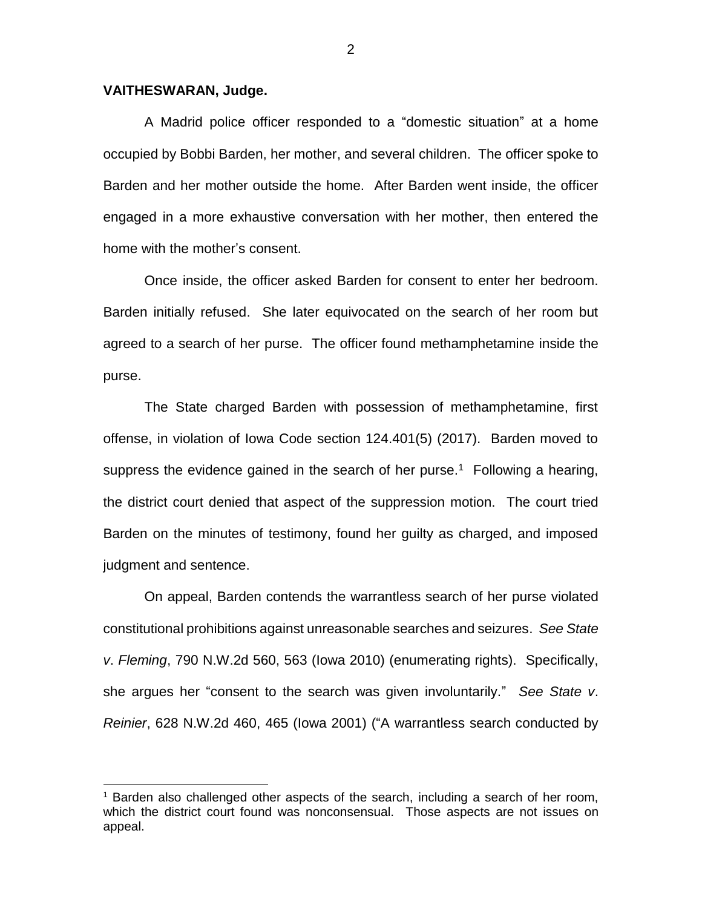**VAITHESWARAN, Judge.**

A Madrid police officer responded to a "domestic situation" at a home occupied by Bobbi Barden, her mother, and several children. The officer spoke to Barden and her mother outside the home. After Barden went inside, the officer engaged in a more exhaustive conversation with her mother, then entered the home with the mother's consent.

Once inside, the officer asked Barden for consent to enter her bedroom. Barden initially refused. She later equivocated on the search of her room but agreed to a search of her purse. The officer found methamphetamine inside the purse.

The State charged Barden with possession of methamphetamine, first offense, in violation of Iowa Code section 124.401(5) (2017). Barden moved to suppress the evidence gained in the search of her purse.[1] Following a hearing, the district court denied that aspect of the suppression motion. The court tried Barden on the minutes of testimony, found her guilty as charged, and imposed judgment and sentence.

On appeal, Barden contends the warrantless search of her purse violated constitutional prohibitions against unreasonable searches and seizures. *See State v. Fleming*, 790 N.W.2d 560, 563 (Iowa 2010) (enumerating rights). Specifically, she argues her "consent to the search was given involuntarily." *See State v. Reinier*, 628 N.W.2d 460, 465 (Iowa 2001) ("A warrantless search conducted by

---

[1] Barden also challenged other aspects of the search, including a search of her room, which the district court found was nonconsensual. Those aspects are not issues on appeal.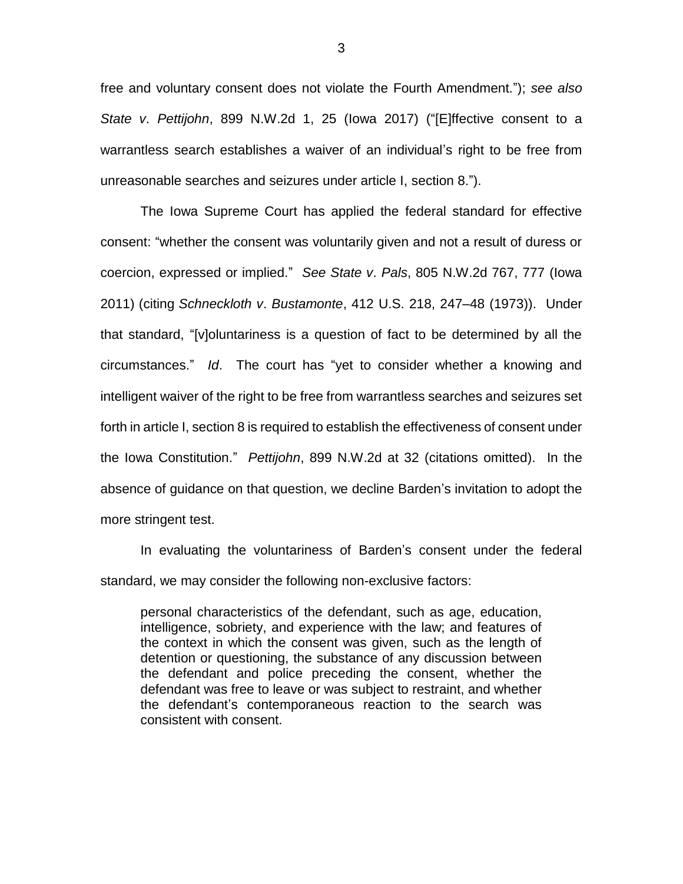free and voluntary consent does not violate the Fourth Amendment."); *see also State v. Pettijohn*, 899 N.W.2d 1, 25 (Iowa 2017) ("[E]ffective consent to a warrantless search establishes a waiver of an individual's right to be free from unreasonable searches and seizures under article I, section 8.").

The Iowa Supreme Court has applied the federal standard for effective consent: "whether the consent was voluntarily given and not a result of duress or coercion, expressed or implied." *See State v. Pals*, 805 N.W.2d 767, 777 (Iowa 2011) (citing *Schneckloth v. Bustamonte*, 412 U.S. 218, 247–48 (1973)). Under that standard, "[v]oluntariness is a question of fact to be determined by all the circumstances." *Id*. The court has "yet to consider whether a knowing and intelligent waiver of the right to be free from warrantless searches and seizures set forth in article I, section 8 is required to establish the effectiveness of consent under the Iowa Constitution." *Pettijohn*, 899 N.W.2d at 32 (citations omitted). In the absence of guidance on that question, we decline Barden's invitation to adopt the more stringent test.

In evaluating the voluntariness of Barden's consent under the federal standard, we may consider the following non-exclusive factors:

> personal characteristics of the defendant, such as age, education, intelligence, sobriety, and experience with the law; and features of the context in which the consent was given, such as the length of detention or questioning, the substance of any discussion between the defendant and police preceding the consent, whether the defendant was free to leave or was subject to restraint, and whether the defendant's contemporaneous reaction to the search was consistent with consent.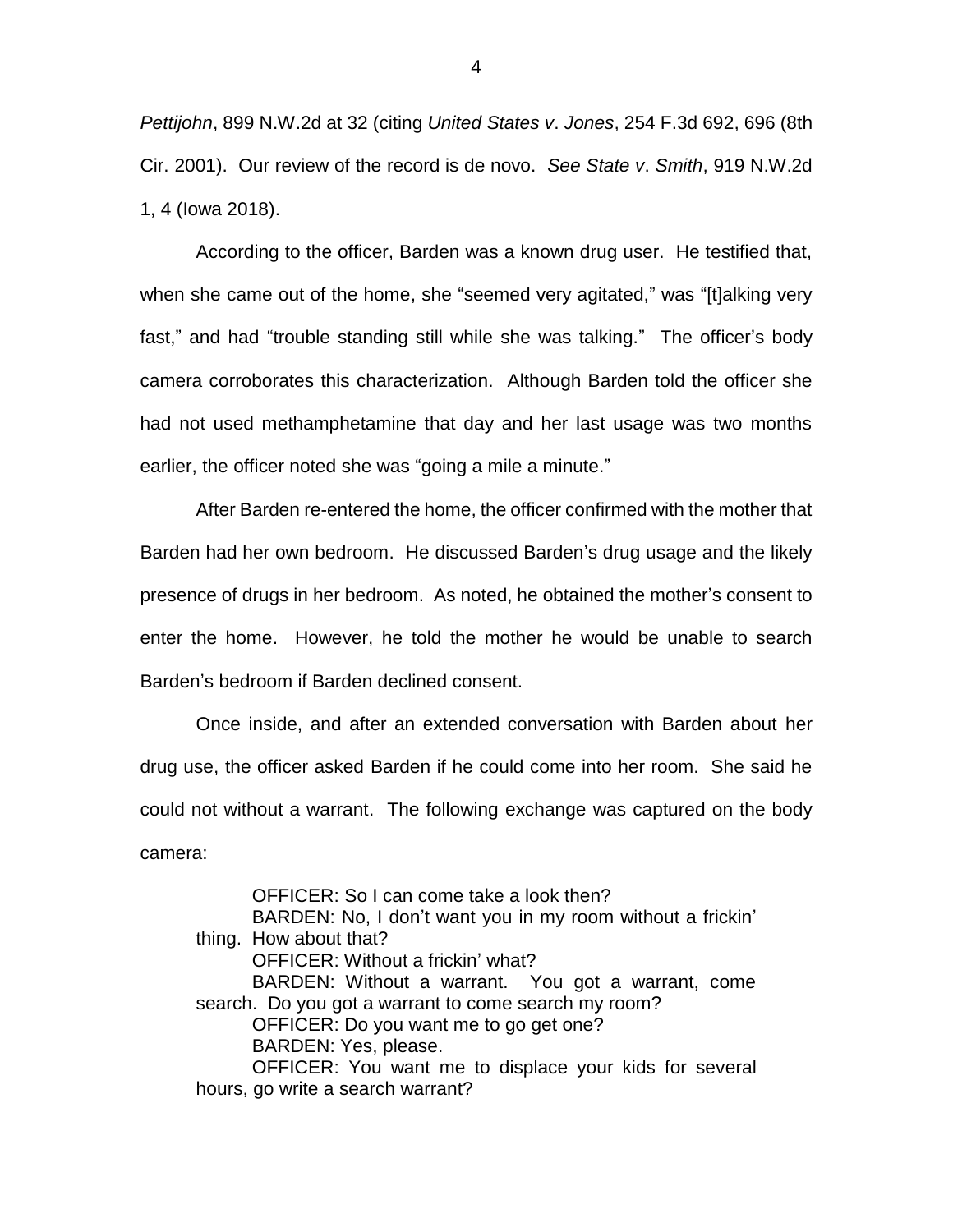*Pettijohn*, 899 N.W.2d at 32 (citing *United States v. Jones*, 254 F.3d 692, 696 (8th Cir. 2001). Our review of the record is de novo. *See State v. Smith*, 919 N.W.2d 1, 4 (Iowa 2018).

According to the officer, Barden was a known drug user. He testified that, when she came out of the home, she "seemed very agitated," was "[t]alking very fast," and had "trouble standing still while she was talking." The officer's body camera corroborates this characterization. Although Barden told the officer she had not used methamphetamine that day and her last usage was two months earlier, the officer noted she was "going a mile a minute."

After Barden re-entered the home, the officer confirmed with the mother that Barden had her own bedroom. He discussed Barden's drug usage and the likely presence of drugs in her bedroom. As noted, he obtained the mother's consent to enter the home. However, he told the mother he would be unable to search Barden's bedroom if Barden declined consent.

Once inside, and after an extended conversation with Barden about her drug use, the officer asked Barden if he could come into her room. She said he could not without a warrant. The following exchange was captured on the body camera:

> OFFICER: So I can come take a look then?
> BARDEN: No, I don't want you in my room without a frickin' thing. How about that?
> OFFICER: Without a frickin' what?
> BARDEN: Without a warrant. You got a warrant, come search. Do you got a warrant to come search my room?
> OFFICER: Do you want me to go get one?
> BARDEN: Yes, please.
> OFFICER: You want me to displace your kids for several hours, go write a search warrant?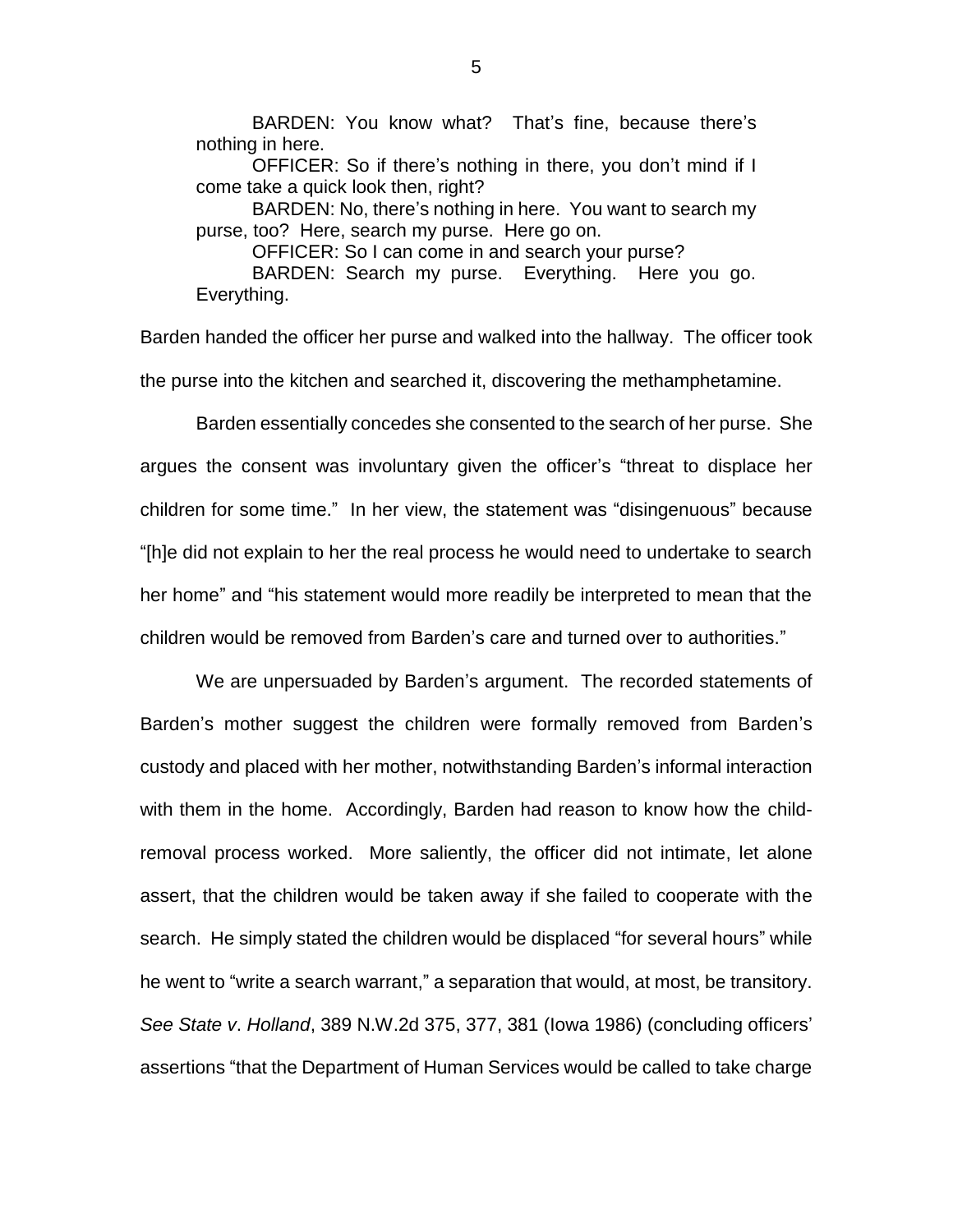BARDEN: You know what? That's fine, because there's nothing in here.

OFFICER: So if there's nothing in there, you don't mind if I come take a quick look then, right?

BARDEN: No, there's nothing in here. You want to search my purse, too? Here, search my purse. Here go on.

OFFICER: So I can come in and search your purse?

BARDEN: Search my purse. Everything. Here you go. Everything.

Barden handed the officer her purse and walked into the hallway. The officer took the purse into the kitchen and searched it, discovering the methamphetamine.

Barden essentially concedes she consented to the search of her purse. She argues the consent was involuntary given the officer's "threat to displace her children for some time." In her view, the statement was "disingenuous" because "[h]e did not explain to her the real process he would need to undertake to search her home" and "his statement would more readily be interpreted to mean that the children would be removed from Barden's care and turned over to authorities."

We are unpersuaded by Barden's argument. The recorded statements of Barden's mother suggest the children were formally removed from Barden's custody and placed with her mother, notwithstanding Barden's informal interaction with them in the home. Accordingly, Barden had reason to know how the child-removal process worked. More saliently, the officer did not intimate, let alone assert, that the children would be taken away if she failed to cooperate with the search. He simply stated the children would be displaced "for several hours" while he went to "write a search warrant," a separation that would, at most, be transitory. *See State v. Holland*, 389 N.W.2d 375, 377, 381 (Iowa 1986) (concluding officers' assertions "that the Department of Human Services would be called to take charge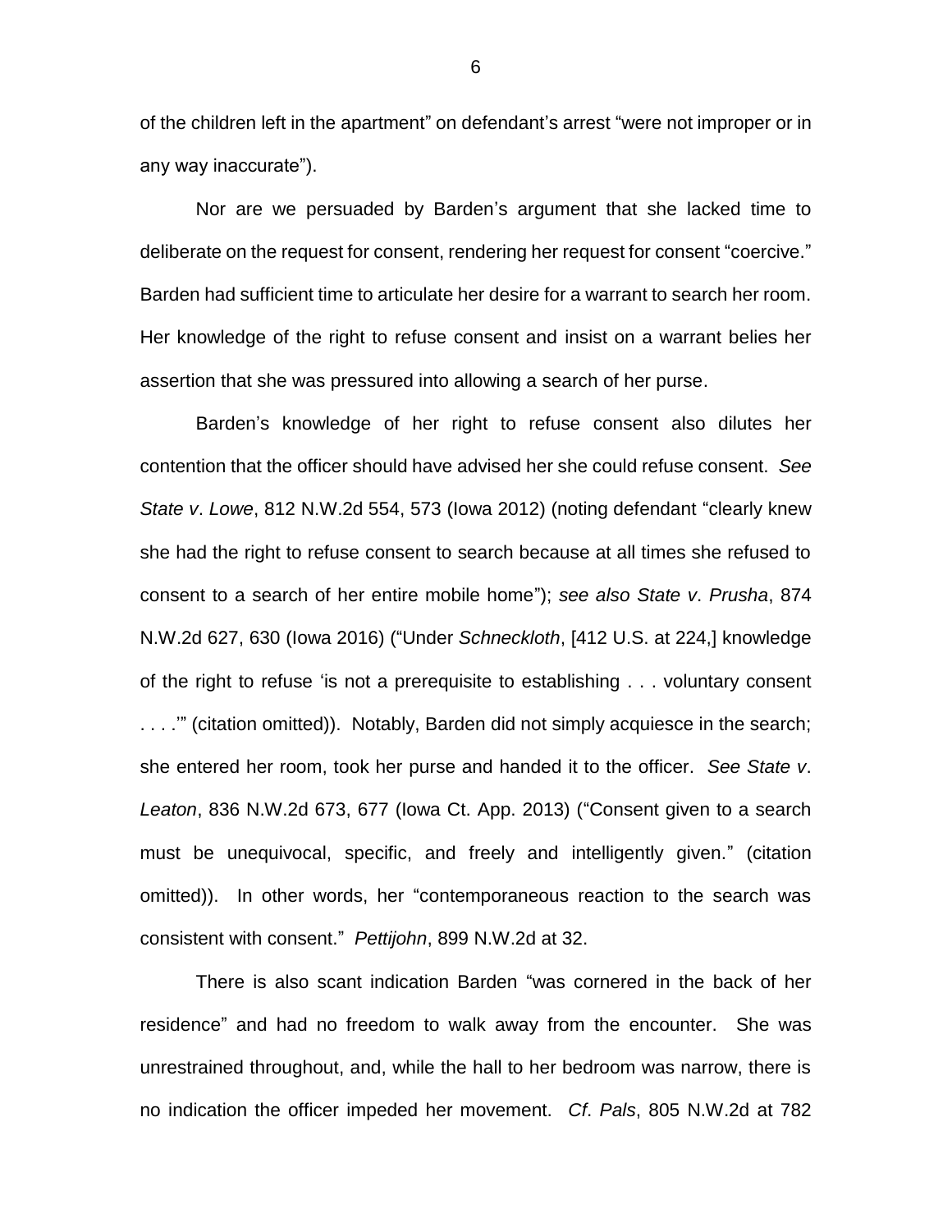of the children left in the apartment" on defendant's arrest "were not improper or in any way inaccurate").

Nor are we persuaded by Barden's argument that she lacked time to deliberate on the request for consent, rendering her request for consent "coercive." Barden had sufficient time to articulate her desire for a warrant to search her room. Her knowledge of the right to refuse consent and insist on a warrant belies her assertion that she was pressured into allowing a search of her purse.

Barden's knowledge of her right to refuse consent also dilutes her contention that the officer should have advised her she could refuse consent. *See State v. Lowe*, 812 N.W.2d 554, 573 (Iowa 2012) (noting defendant "clearly knew she had the right to refuse consent to search because at all times she refused to consent to a search of her entire mobile home"); *see also State v. Prusha*, 874 N.W.2d 627, 630 (Iowa 2016) ("Under *Schneckloth*, [412 U.S. at 224,] knowledge of the right to refuse 'is not a prerequisite to establishing . . . voluntary consent . . . .'" (citation omitted)). Notably, Barden did not simply acquiesce in the search; she entered her room, took her purse and handed it to the officer. *See State v. Leaton*, 836 N.W.2d 673, 677 (Iowa Ct. App. 2013) ("Consent given to a search must be unequivocal, specific, and freely and intelligently given." (citation omitted)). In other words, her "contemporaneous reaction to the search was consistent with consent." *Pettijohn*, 899 N.W.2d at 32.

There is also scant indication Barden "was cornered in the back of her residence" and had no freedom to walk away from the encounter. She was unrestrained throughout, and, while the hall to her bedroom was narrow, there is no indication the officer impeded her movement. *Cf. Pals*, 805 N.W.2d at 782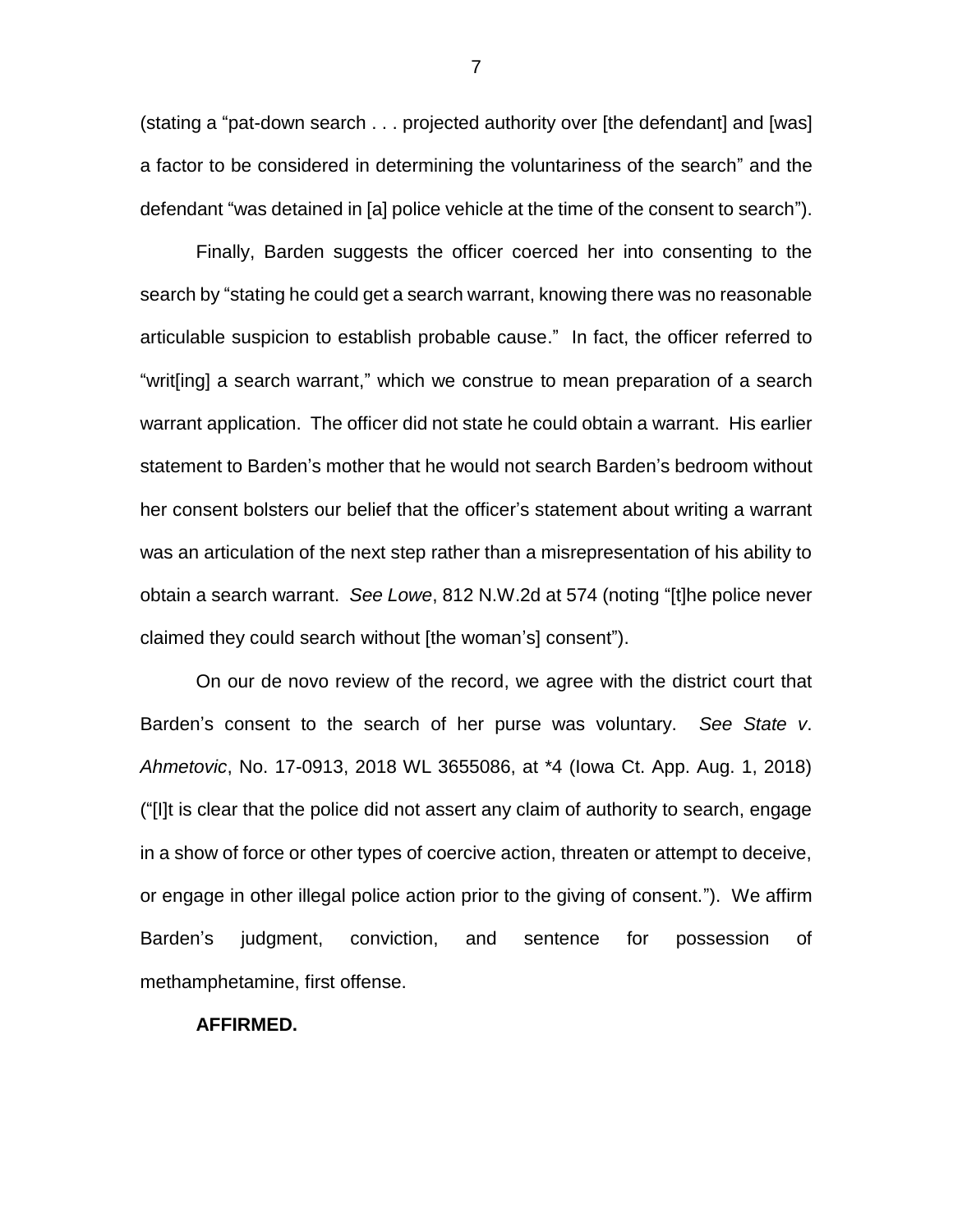(stating a "pat-down search . . . projected authority over [the defendant] and [was] a factor to be considered in determining the voluntariness of the search" and the defendant "was detained in [a] police vehicle at the time of the consent to search").

Finally, Barden suggests the officer coerced her into consenting to the search by "stating he could get a search warrant, knowing there was no reasonable articulable suspicion to establish probable cause." In fact, the officer referred to "writ[ing] a search warrant," which we construe to mean preparation of a search warrant application. The officer did not state he could obtain a warrant. His earlier statement to Barden's mother that he would not search Barden's bedroom without her consent bolsters our belief that the officer's statement about writing a warrant was an articulation of the next step rather than a misrepresentation of his ability to obtain a search warrant. *See Lowe*, 812 N.W.2d at 574 (noting "[t]he police never claimed they could search without [the woman's] consent").

On our de novo review of the record, we agree with the district court that Barden's consent to the search of her purse was voluntary. *See State v. Ahmetovic*, No. 17-0913, 2018 WL 3655086, at *4 (Iowa Ct. App. Aug. 1, 2018) ("[I]t is clear that the police did not assert any claim of authority to search, engage in a show of force or other types of coercive action, threaten or attempt to deceive, or engage in other illegal police action prior to the giving of consent."). We affirm Barden's judgment, conviction, and sentence for possession of methamphetamine, first offense.

**AFFIRMED.**